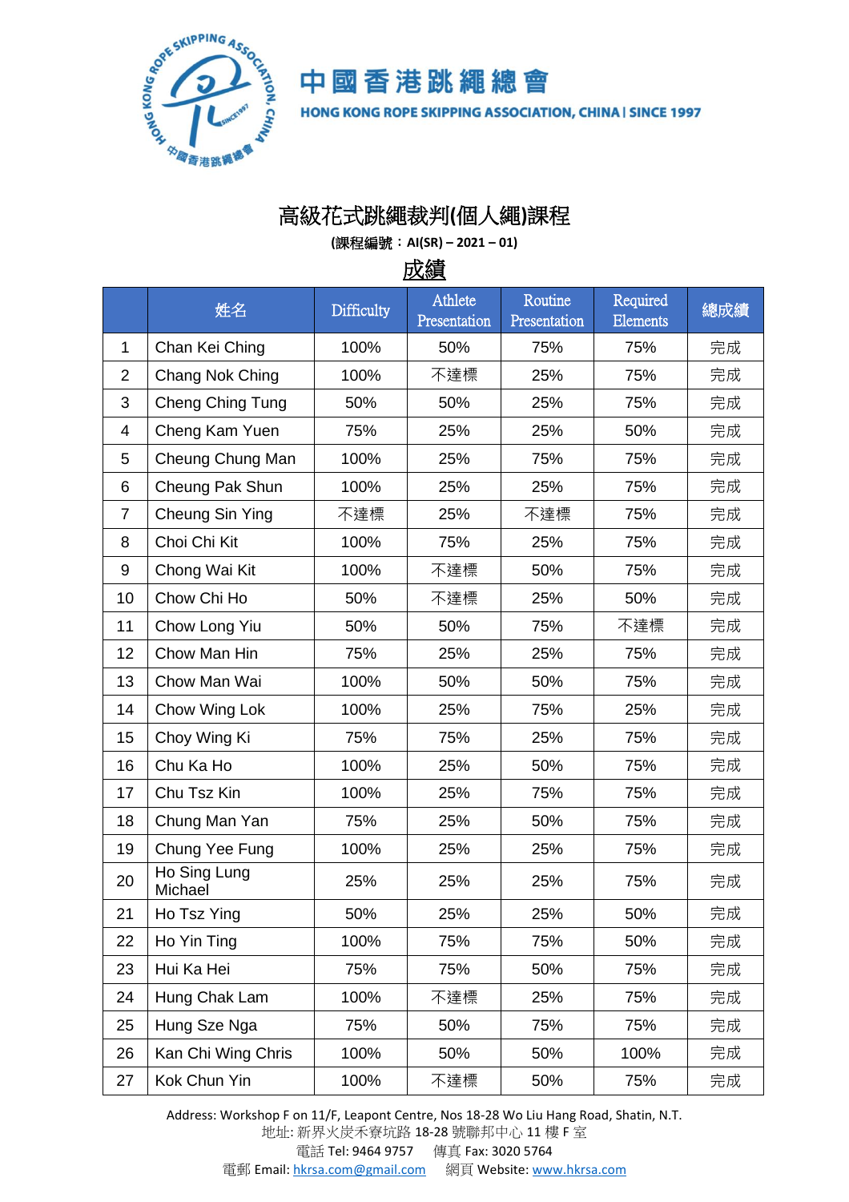中國香港跳繩總會

HONG KONG ROPE SKIPPING ASSOCIATION, CHINA | SINCE 1997

# 高級花式跳繩裁判(個人繩)課程

**(課程編號：AI(SR) – 2021 – 01)**

## 成績

| | 姓名 | Difficulty | Athlete Presentation | Routine Presentation | Required Elements | 總成績 |
|---|---|---|---|---|---|---|
| 1 | Chan Kei Ching | 100% | 50% | 75% | 75% | 完成 |
| 2 | Chang Nok Ching | 100% | 不達標 | 25% | 75% | 完成 |
| 3 | Cheng Ching Tung | 50% | 50% | 25% | 75% | 完成 |
| 4 | Cheng Kam Yuen | 75% | 25% | 25% | 50% | 完成 |
| 5 | Cheung Chung Man | 100% | 25% | 75% | 75% | 完成 |
| 6 | Cheung Pak Shun | 100% | 25% | 25% | 75% | 完成 |
| 7 | Cheung Sin Ying | 不達標 | 25% | 不達標 | 75% | 完成 |
| 8 | Choi Chi Kit | 100% | 75% | 25% | 75% | 完成 |
| 9 | Chong Wai Kit | 100% | 不達標 | 50% | 75% | 完成 |
| 10 | Chow Chi Ho | 50% | 不達標 | 25% | 50% | 完成 |
| 11 | Chow Long Yiu | 50% | 50% | 75% | 不達標 | 完成 |
| 12 | Chow Man Hin | 75% | 25% | 25% | 75% | 完成 |
| 13 | Chow Man Wai | 100% | 50% | 50% | 75% | 完成 |
| 14 | Chow Wing Lok | 100% | 25% | 75% | 25% | 完成 |
| 15 | Choy Wing Ki | 75% | 75% | 25% | 75% | 完成 |
| 16 | Chu Ka Ho | 100% | 25% | 50% | 75% | 完成 |
| 17 | Chu Tsz Kin | 100% | 25% | 75% | 75% | 完成 |
| 18 | Chung Man Yan | 75% | 25% | 50% | 75% | 完成 |
| 19 | Chung Yee Fung | 100% | 25% | 25% | 75% | 完成 |
| 20 | Ho Sing Lung Michael | 25% | 25% | 25% | 75% | 完成 |
| 21 | Ho Tsz Ying | 50% | 25% | 25% | 50% | 完成 |
| 22 | Ho Yin Ting | 100% | 75% | 75% | 50% | 完成 |
| 23 | Hui Ka Hei | 75% | 75% | 50% | 75% | 完成 |
| 24 | Hung Chak Lam | 100% | 不達標 | 25% | 75% | 完成 |
| 25 | Hung Sze Nga | 75% | 50% | 75% | 75% | 完成 |
| 26 | Kan Chi Wing Chris | 100% | 50% | 50% | 100% | 完成 |
| 27 | Kok Chun Yin | 100% | 不達標 | 50% | 75% | 完成 |

Address: Workshop F on 11/F, Leapont Centre, Nos 18-28 Wo Liu Hang Road, Shatin, N.T.
地址: 新界火炭禾寮坑路 18-28 號聯邦中心 11 樓 F 室
電話 Tel: 9464 9757 傳真 Fax: 3020 5764
電郵 Email: hkrsa.com@gmail.com 網頁 Website: www.hkrsa.com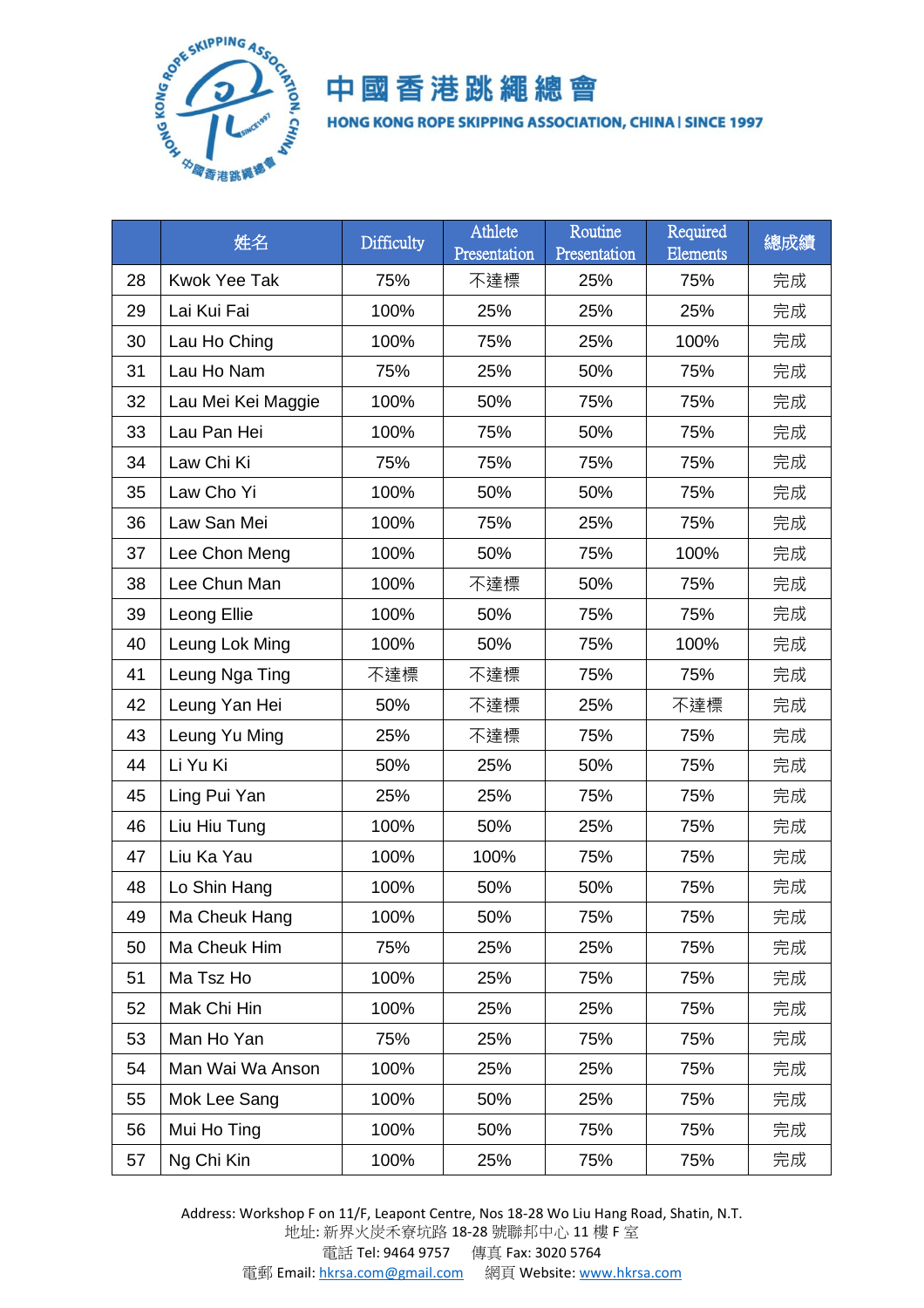# 中國香港跳繩總會

HONG KONG ROPE SKIPPING ASSOCIATION, CHINA | SINCE 1997

| | 姓名 | Difficulty | Athlete Presentation | Routine Presentation | Required Elements | 總成績 |
|---|---|---|---|---|---|---|
| 28 | Kwok Yee Tak | 75% | 不達標 | 25% | 75% | 完成 |
| 29 | Lai Kui Fai | 100% | 25% | 25% | 25% | 完成 |
| 30 | Lau Ho Ching | 100% | 75% | 25% | 100% | 完成 |
| 31 | Lau Ho Nam | 75% | 25% | 50% | 75% | 完成 |
| 32 | Lau Mei Kei Maggie | 100% | 50% | 75% | 75% | 完成 |
| 33 | Lau Pan Hei | 100% | 75% | 50% | 75% | 完成 |
| 34 | Law Chi Ki | 75% | 75% | 75% | 75% | 完成 |
| 35 | Law Cho Yi | 100% | 50% | 50% | 75% | 完成 |
| 36 | Law San Mei | 100% | 75% | 25% | 75% | 完成 |
| 37 | Lee Chon Meng | 100% | 50% | 75% | 100% | 完成 |
| 38 | Lee Chun Man | 100% | 不達標 | 50% | 75% | 完成 |
| 39 | Leong Ellie | 100% | 50% | 75% | 75% | 完成 |
| 40 | Leung Lok Ming | 100% | 50% | 75% | 100% | 完成 |
| 41 | Leung Nga Ting | 不達標 | 不達標 | 75% | 75% | 完成 |
| 42 | Leung Yan Hei | 50% | 不達標 | 25% | 不達標 | 完成 |
| 43 | Leung Yu Ming | 25% | 不達標 | 75% | 75% | 完成 |
| 44 | Li Yu Ki | 50% | 25% | 50% | 75% | 完成 |
| 45 | Ling Pui Yan | 25% | 25% | 75% | 75% | 完成 |
| 46 | Liu Hiu Tung | 100% | 50% | 25% | 75% | 完成 |
| 47 | Liu Ka Yau | 100% | 100% | 75% | 75% | 完成 |
| 48 | Lo Shin Hang | 100% | 50% | 50% | 75% | 完成 |
| 49 | Ma Cheuk Hang | 100% | 50% | 75% | 75% | 完成 |
| 50 | Ma Cheuk Him | 75% | 25% | 25% | 75% | 完成 |
| 51 | Ma Tsz Ho | 100% | 25% | 75% | 75% | 完成 |
| 52 | Mak Chi Hin | 100% | 25% | 25% | 75% | 完成 |
| 53 | Man Ho Yan | 75% | 25% | 75% | 75% | 完成 |
| 54 | Man Wai Wa Anson | 100% | 25% | 25% | 75% | 完成 |
| 55 | Mok Lee Sang | 100% | 50% | 25% | 75% | 完成 |
| 56 | Mui Ho Ting | 100% | 50% | 75% | 75% | 完成 |
| 57 | Ng Chi Kin | 100% | 25% | 75% | 75% | 完成 |

Address: Workshop F on 11/F, Leapont Centre, Nos 18-28 Wo Liu Hang Road, Shatin, N.T.
地址: 新界火炭禾寮坑路 18-28 號聯邦中心 11 樓 F 室
電話 Tel: 9464 9757 傳真 Fax: 3020 5764
電郵 Email: hkrsa.com@gmail.com 網頁 Website: www.hkrsa.com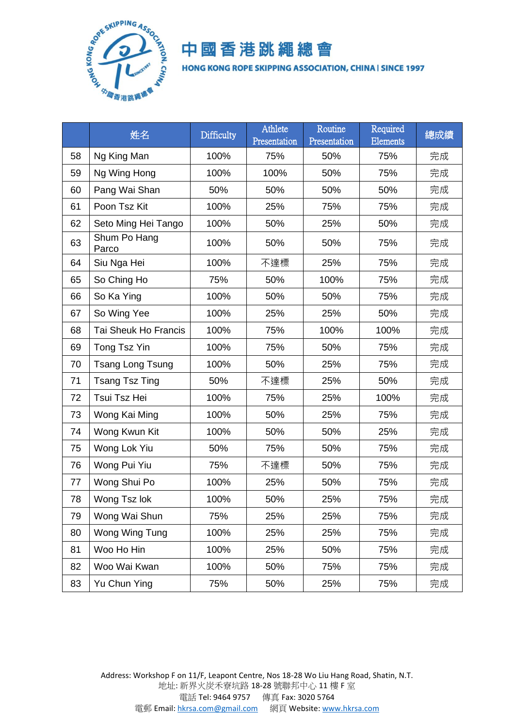# 中國香港跳繩總會

**HONG KONG ROPE SKIPPING ASSOCIATION, CHINA | SINCE 1997**

| | 姓名 | Difficulty | Athlete Presentation | Routine Presentation | Required Elements | 總成績 |
|---|---|---|---|---|---|---|
| 58 | Ng King Man | 100% | 75% | 50% | 75% | 完成 |
| 59 | Ng Wing Hong | 100% | 100% | 50% | 75% | 完成 |
| 60 | Pang Wai Shan | 50% | 50% | 50% | 50% | 完成 |
| 61 | Poon Tsz Kit | 100% | 25% | 75% | 75% | 完成 |
| 62 | Seto Ming Hei Tango | 100% | 50% | 25% | 50% | 完成 |
| 63 | Shum Po Hang Parco | 100% | 50% | 50% | 75% | 完成 |
| 64 | Siu Nga Hei | 100% | 不達標 | 25% | 75% | 完成 |
| 65 | So Ching Ho | 75% | 50% | 100% | 75% | 完成 |
| 66 | So Ka Ying | 100% | 50% | 50% | 75% | 完成 |
| 67 | So Wing Yee | 100% | 25% | 25% | 50% | 完成 |
| 68 | Tai Sheuk Ho Francis | 100% | 75% | 100% | 100% | 完成 |
| 69 | Tong Tsz Yin | 100% | 75% | 50% | 75% | 完成 |
| 70 | Tsang Long Tsung | 100% | 50% | 25% | 75% | 完成 |
| 71 | Tsang Tsz Ting | 50% | 不達標 | 25% | 50% | 完成 |
| 72 | Tsui Tsz Hei | 100% | 75% | 25% | 100% | 完成 |
| 73 | Wong Kai Ming | 100% | 50% | 25% | 75% | 完成 |
| 74 | Wong Kwun Kit | 100% | 50% | 50% | 25% | 完成 |
| 75 | Wong Lok Yiu | 50% | 75% | 50% | 75% | 完成 |
| 76 | Wong Pui Yiu | 75% | 不達標 | 50% | 75% | 完成 |
| 77 | Wong Shui Po | 100% | 25% | 50% | 75% | 完成 |
| 78 | Wong Tsz lok | 100% | 50% | 25% | 75% | 完成 |
| 79 | Wong Wai Shun | 75% | 25% | 25% | 75% | 完成 |
| 80 | Wong Wing Tung | 100% | 25% | 25% | 75% | 完成 |
| 81 | Woo Ho Hin | 100% | 25% | 50% | 75% | 完成 |
| 82 | Woo Wai Kwan | 100% | 50% | 75% | 75% | 完成 |
| 83 | Yu Chun Ying | 75% | 50% | 25% | 75% | 完成 |

Address: Workshop F on 11/F, Leapont Centre, Nos 18-28 Wo Liu Hang Road, Shatin, N.T.
地址: 新界火炭禾寮坑路 18-28 號聯邦中心 11 樓 F 室
電話 Tel: 9464 9757 傳真 Fax: 3020 5764
電郵 Email: hkrsa.com@gmail.com 網頁 Website: www.hkrsa.com